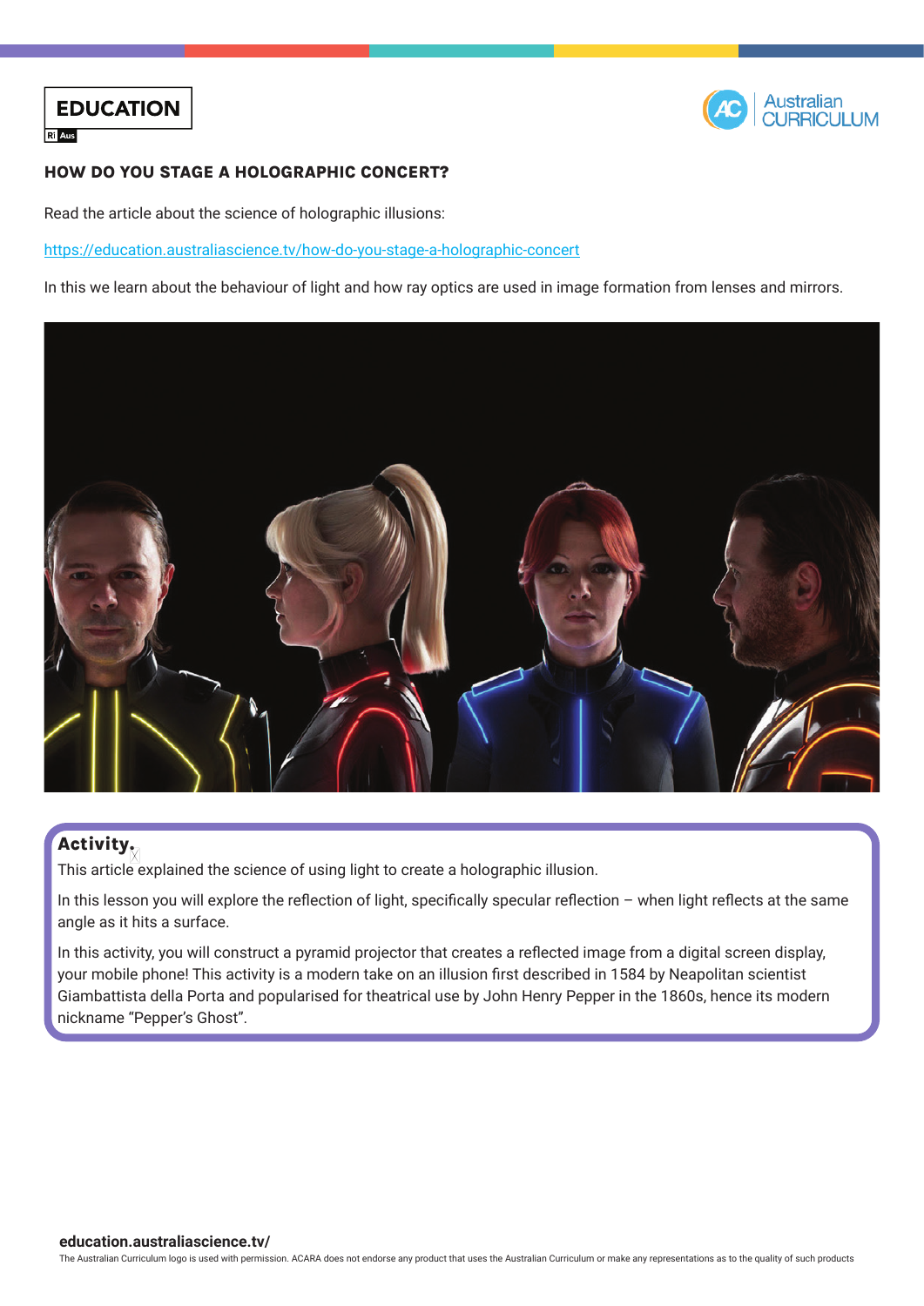# HOW DO YOU STAGE A HOLOGRAPHIC CONCERT?

Read the article about the science of holographic illusions:

https://education.australiascience.tv/how-do-you-stage-a-holographic-concert

In this we learn about the behaviour of light and how ray optics are used in image formation from lenses and mirrors.

## Activity.

This article explained the science of using light to create a holographic illusion.

In this lesson you will explore the reflection of light, specifically specular reflection – when light reflects at the same angle as it hits a surface.

In this activity, you will construct a pyramid projector that creates a reflected image from a digital screen display, your mobile phone! This activity is a modern take on an illusion first described in 1584 by Neapolitan scientist Giambattista della Porta and popularised for theatrical use by John Henry Pepper in the 1860s, hence its modern nickname "Pepper's Ghost".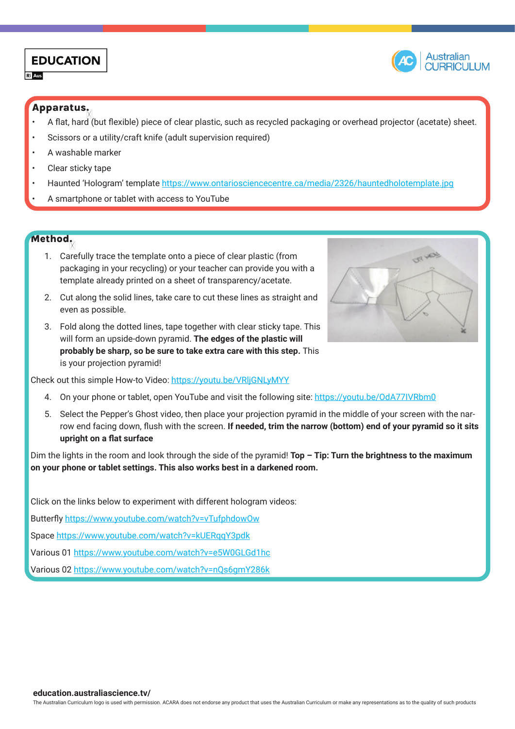## Apparatus.

- A flat, hard (but flexible) piece of clear plastic, such as recycled packaging or overhead projector (acetate) sheet.
- Scissors or a utility/craft knife (adult supervision required)
- A washable marker
- Clear sticky tape
- Haunted 'Hologram' template https://www.ontariosciencecentre.ca/media/2326/hauntedholotemplate.jpg
- A smartphone or tablet with access to YouTube

## Method.

1. Carefully trace the template onto a piece of clear plastic (from packaging in your recycling) or your teacher can provide you with a template already printed on a sheet of transparency/acetate.
2. Cut along the solid lines, take care to cut these lines as straight and even as possible.
3. Fold along the dotted lines, tape together with clear sticky tape. This will form an upside-down pyramid. **The edges of the plastic will probably be sharp, so be sure to take extra care with this step.** This is your projection pyramid!

Check out this simple How-to Video: https://youtu.be/VRljGNLyMYY

4. On your phone or tablet, open YouTube and visit the following site: https://youtu.be/OdA77IVRbm0
5. Select the Pepper's Ghost video, then place your projection pyramid in the middle of your screen with the narrow end facing down, flush with the screen. **If needed, trim the narrow (bottom) end of your pyramid so it sits upright on a flat surface**

Dim the lights in the room and look through the side of the pyramid! **Top – Tip: Turn the brightness to the maximum on your phone or tablet settings. This also works best in a darkened room.**

Click on the links below to experiment with different hologram videos:

Butterfly https://www.youtube.com/watch?v=vTufphdowOw

Space https://www.youtube.com/watch?v=kUERqqY3pdk

Various 01 https://www.youtube.com/watch?v=e5W0GLGd1hc

Various 02 https://www.youtube.com/watch?v=nQs6gmY286k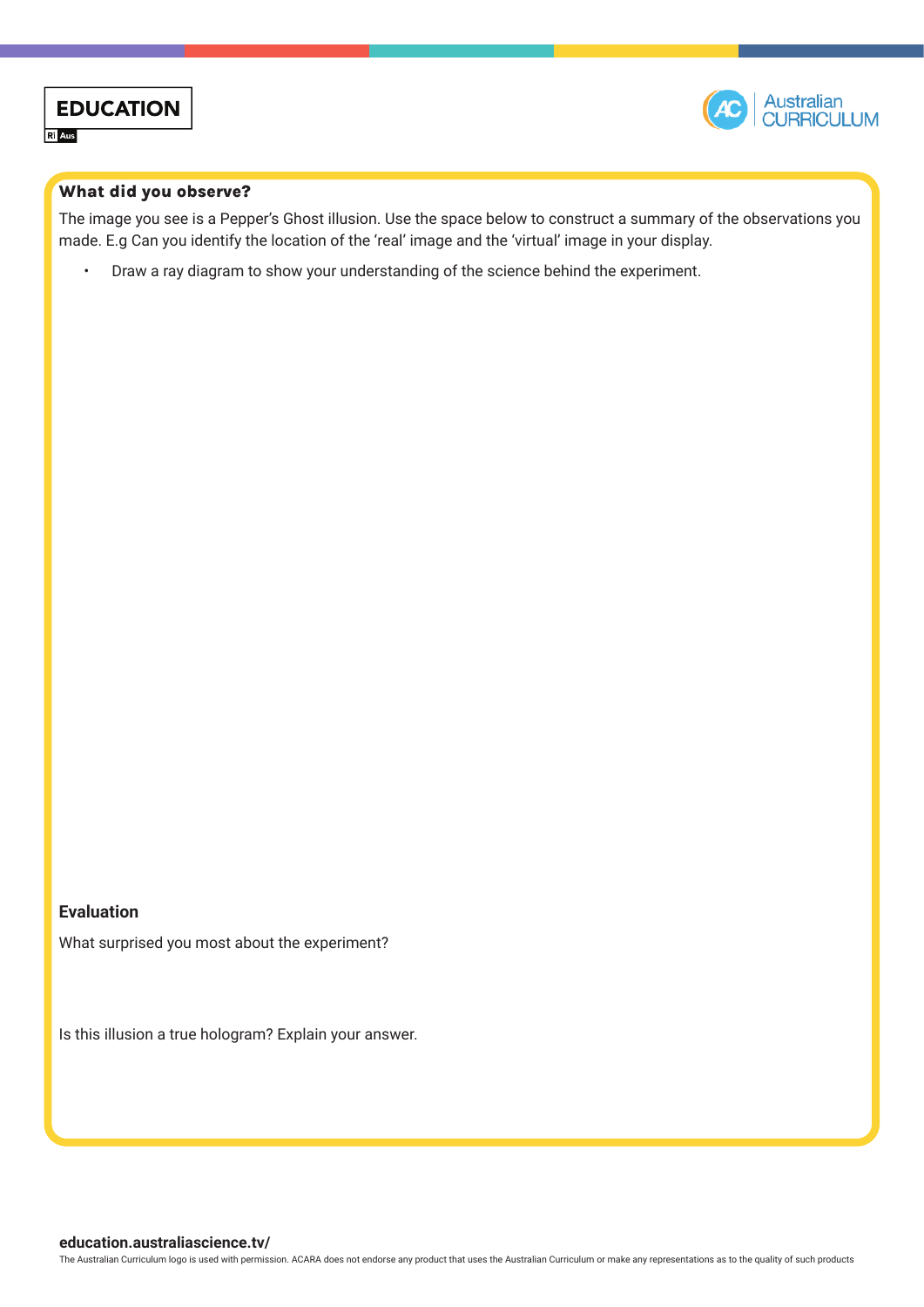### What did you observe?

The image you see is a Pepper's Ghost illusion. Use the space below to construct a summary of the observations you made. E.g Can you identify the location of the 'real' image and the 'virtual' image in your display.

- Draw a ray diagram to show your understanding of the science behind the experiment.

### Evaluation

What surprised you most about the experiment?

Is this illusion a true hologram? Explain your answer.

**education.australiascience.tv/**

The Australian Curriculum logo is used with permission. ACARA does not endorse any product that uses the Australian Curriculum or make any representations as to the quality of such products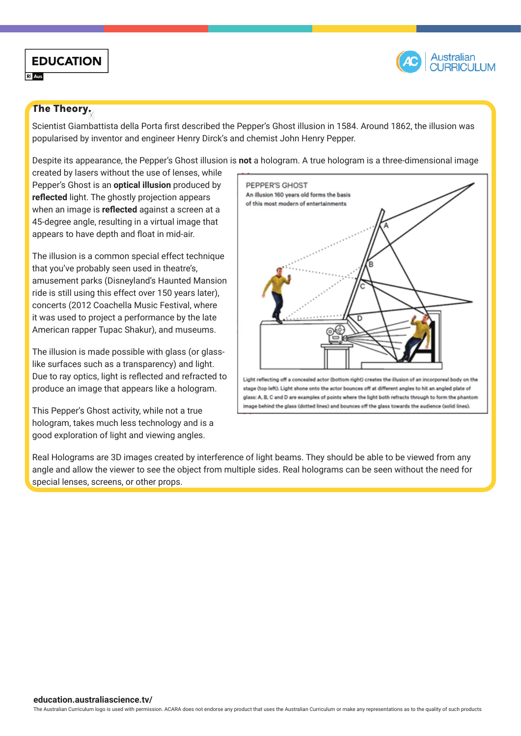## The Theory.

Scientist Giambattista della Porta first described the Pepper's Ghost illusion in 1584. Around 1862, the illusion was popularised by inventor and engineer Henry Dirck's and chemist John Henry Pepper.

Despite its appearance, the Pepper's Ghost illusion is **not** a hologram. A true hologram is a three-dimensional image created by lasers without the use of lenses, while Pepper's Ghost is an **optical illusion** produced by **reflected** light. The ghostly projection appears when an image is **reflected** against a screen at a 45-degree angle, resulting in a virtual image that appears to have depth and float in mid-air.

The illusion is a common special effect technique that you've probably seen used in theatre's, amusement parks (Disneyland's Haunted Mansion ride is still using this effect over 150 years later), concerts (2012 Coachella Music Festival, where it was used to project a performance by the late American rapper Tupac Shakur), and museums.

The illusion is made possible with glass (or glass-like surfaces such as a transparency) and light. Due to ray optics, light is reflected and refracted to produce an image that appears like a hologram.

This Pepper's Ghost activity, while not a true hologram, takes much less technology and is a good exploration of light and viewing angles.

PEPPER'S GHOST

An illusion 160 years old forms the basis of this most modern of entertainments

Light reflecting off a concealed actor (bottom right) creates the illusion of an incorporeal body on the stage (top left). Light shone onto the actor bounces off at different angles to hit an angled plate of glass: A, B, C and D are examples of points where the light both refracts through to form the phantom image behind the glass (dotted lines) and bounces off the glass towards the audience (solid lines).

Real Holograms are 3D images created by interference of light beams. They should be able to be viewed from any angle and allow the viewer to see the object from multiple sides. Real holograms can be seen without the need for special lenses, screens, or other props.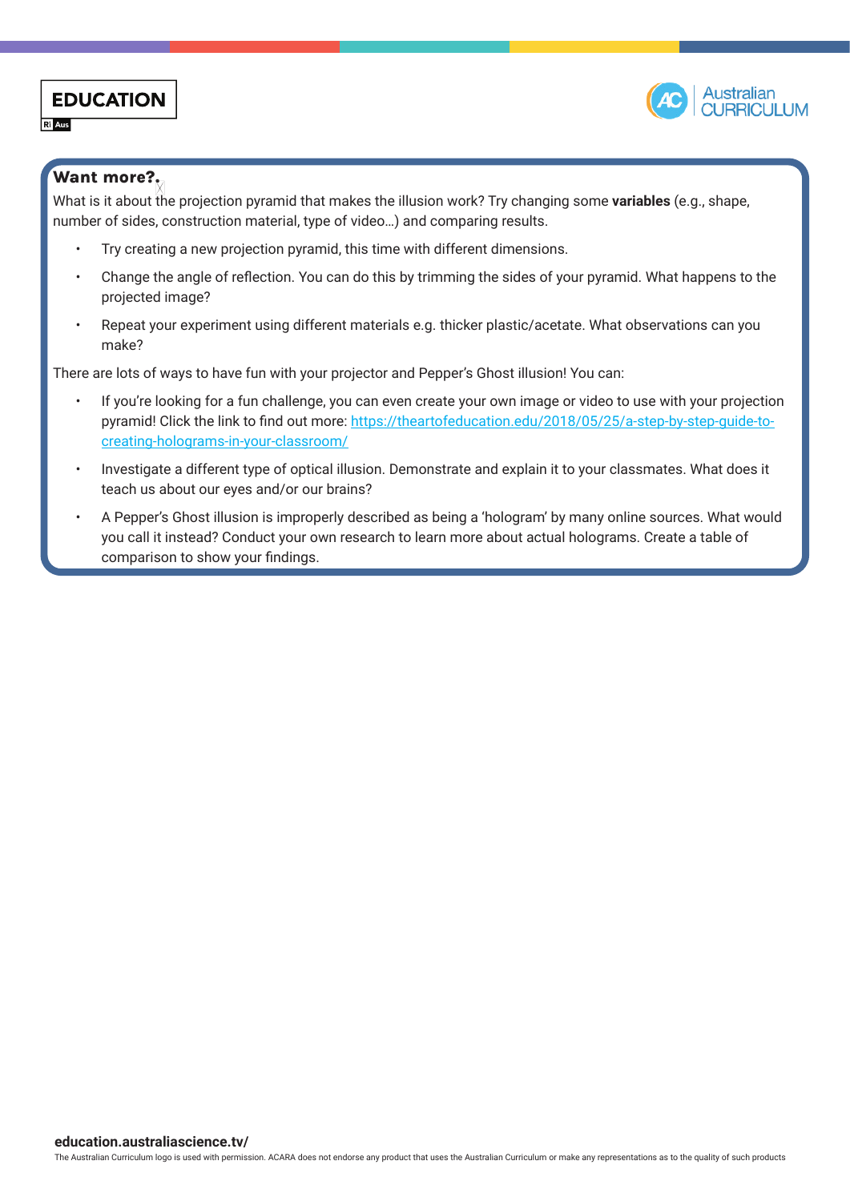## Want more?

What is it about the projection pyramid that makes the illusion work? Try changing some **variables** (e.g., shape, number of sides, construction material, type of video…) and comparing results.

- Try creating a new projection pyramid, this time with different dimensions.
- Change the angle of reflection. You can do this by trimming the sides of your pyramid. What happens to the projected image?
- Repeat your experiment using different materials e.g. thicker plastic/acetate. What observations can you make?

There are lots of ways to have fun with your projector and Pepper's Ghost illusion! You can:

- If you're looking for a fun challenge, you can even create your own image or video to use with your projection pyramid! Click the link to find out more: [https://theartofeducation.edu/2018/05/25/a-step-by-step-guide-to-creating-holograms-in-your-classroom/](https://theartofeducation.edu/2018/05/25/a-step-by-step-guide-to-creating-holograms-in-your-classroom/)
- Investigate a different type of optical illusion. Demonstrate and explain it to your classmates. What does it teach us about our eyes and/or our brains?
- A Pepper's Ghost illusion is improperly described as being a 'hologram' by many online sources. What would you call it instead? Conduct your own research to learn more about actual holograms. Create a table of comparison to show your findings.